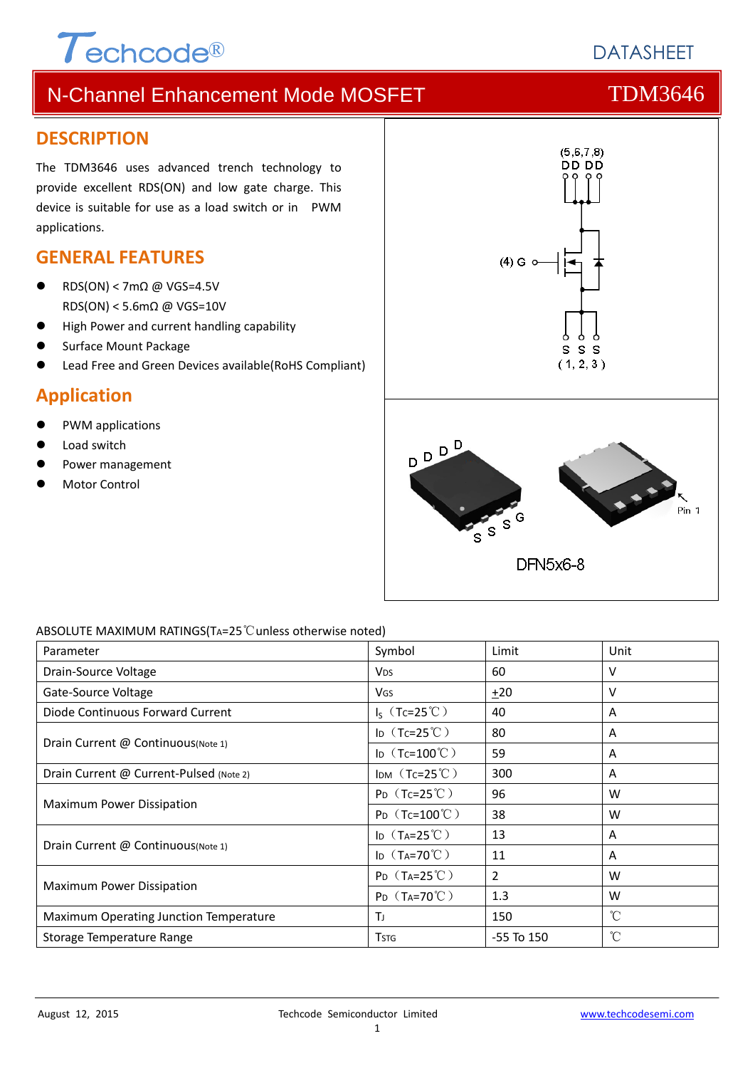# N-Channel Enhancement Mode MOSFET — TDM3646

## DESCRIPTION

The TDM3646 uses advanced trench technology to provide excellent RDS(ON) and low gate charge. This device is suitable for use as a load switch or in PWM applications.

## GENERAL FEATURES

- RDS(ON) < 7mΩ @ VGS=4.5V
  RDS(ON) < 5.6mΩ @ VGS=10V
- High Power and current handling capability
- Surface Mount Package
- Lead Free and Green Devices available(RoHS Compliant)

## Application

- PWM applications
- Load switch
- Power management
- Motor Control

(5,6,7,8) D D D D
(4) G
S S S (1, 2, 3)

DFN5x6-8

ABSOLUTE MAXIMUM RATINGS($T_A$=25℃unless otherwise noted)

| Parameter | Symbol | Limit | Unit |
|---|---|---|---|
| Drain-Source Voltage | $V_{DS}$ | 60 | V |
| Gate-Source Voltage | $V_{GS}$ | ±20 | V |
| Diode Continuous Forward Current | $I_S$ ($T_C$=25℃) | 40 | A |
| Drain Current @ Continuous(Note 1) | $I_D$ ($T_C$=25℃) | 80 | A |
| | $I_D$ ($T_C$=100℃) | 59 | A |
| Drain Current @ Current-Pulsed (Note 2) | $I_{DM}$ ($T_C$=25℃) | 300 | A |
| Maximum Power Dissipation | $P_D$ ($T_C$=25℃) | 96 | W |
| | $P_D$ ($T_C$=100℃) | 38 | W |
| Drain Current @ Continuous(Note 1) | $I_D$ ($T_A$=25℃) | 13 | A |
| | $I_D$ ($T_A$=70℃) | 11 | A |
| Maximum Power Dissipation | $P_D$ ($T_A$=25℃) | 2 | W |
| | $P_D$ ($T_A$=70℃) | 1.3 | W |
| Maximum Operating Junction Temperature | $T_J$ | 150 | ℃ |
| Storage Temperature Range | $T_{STG}$ | -55 To 150 | ℃ |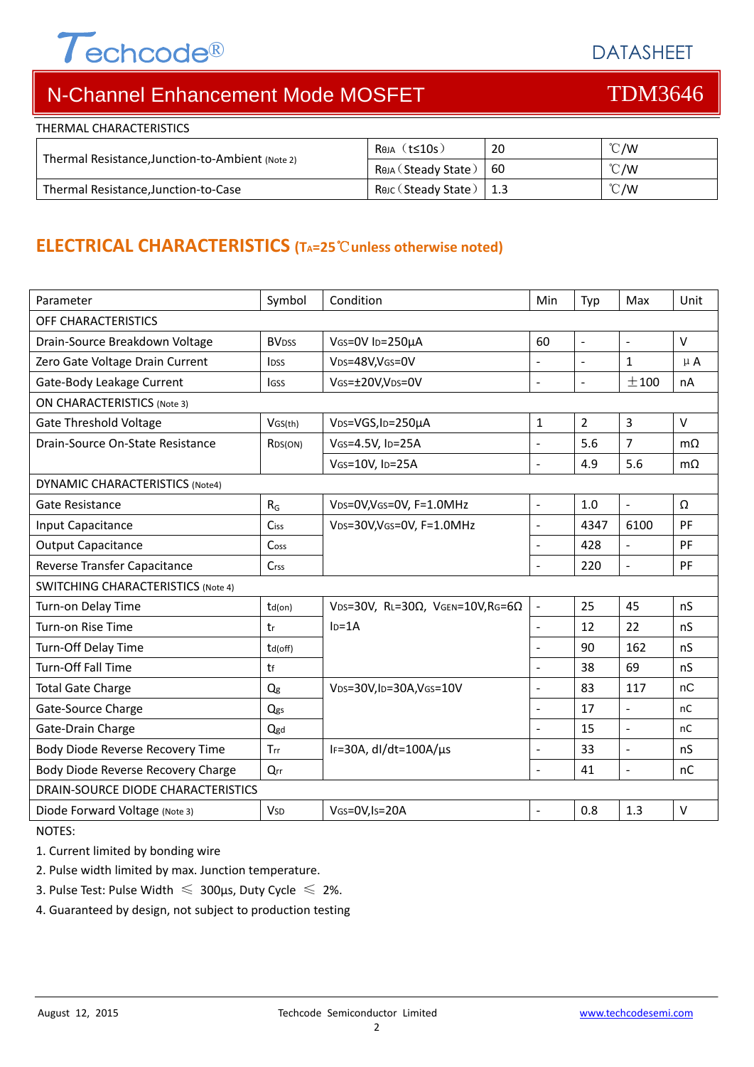THERMAL CHARACTERISTICS

| | | | |
|---|---|---|---|
| Thermal Resistance,Junction-to-Ambient (Note 2) | $R_{θJA}$ (t≤10s) | 20 | ℃/W |
| | $R_{θJA}$ (Steady State) | 60 | ℃/W |
| Thermal Resistance,Junction-to-Case | $R_{θJC}$ (Steady State) | 1.3 | ℃/W |

## ELECTRICAL CHARACTERISTICS ($T_A$=25℃unless otherwise noted)

| Parameter | Symbol | Condition | Min | Typ | Max | Unit |
|---|---|---|---|---|---|---|
| OFF CHARACTERISTICS | | | | | | |
| Drain-Source Breakdown Voltage | $BV_{DSS}$ | $V_{GS}$=0V $I_D$=250μA | 60 | - | - | V |
| Zero Gate Voltage Drain Current | $I_{DSS}$ | $V_{DS}$=48V,$V_{GS}$=0V | - | - | 1 | μA |
| Gate-Body Leakage Current | $I_{GSS}$ | $V_{GS}$=±20V,$V_{DS}$=0V | - | - | ±100 | nA |
| ON CHARACTERISTICS (Note 3) | | | | | | |
| Gate Threshold Voltage | $V_{GS(th)}$ | $V_{DS}$=VGS,$I_D$=250μA | 1 | 2 | 3 | V |
| Drain-Source On-State Resistance | $R_{DS(ON)}$ | $V_{GS}$=4.5V, $I_D$=25A | - | 5.6 | 7 | mΩ |
| | | $V_{GS}$=10V, $I_D$=25A | - | 4.9 | 5.6 | mΩ |
| DYNAMIC CHARACTERISTICS (Note4) | | | | | | |
| Gate Resistance | $R_G$ | $V_{DS}$=0V,$V_{GS}$=0V, F=1.0MHz | - | 1.0 | - | Ω |
| Input Capacitance | $C_{iss}$ | $V_{DS}$=30V,$V_{GS}$=0V, F=1.0MHz | - | 4347 | 6100 | PF |
| Output Capacitance | $C_{oss}$ | | - | 428 | - | PF |
| Reverse Transfer Capacitance | $C_{rss}$ | | - | 220 | - | PF |
| SWITCHING CHARACTERISTICS (Note 4) | | | | | | |
| Turn-on Delay Time | $t_{d(on)}$ | $V_{DS}$=30V, $R_L$=30Ω, $V_{GEN}$=10V,$R_G$=6Ω $I_D$=1A | - | 25 | 45 | nS |
| Turn-on Rise Time | $t_r$ | | - | 12 | 22 | nS |
| Turn-Off Delay Time | $t_{d(off)}$ | | - | 90 | 162 | nS |
| Turn-Off Fall Time | $t_f$ | | - | 38 | 69 | nS |
| Total Gate Charge | $Q_g$ | $V_{DS}$=30V,$I_D$=30A,$V_{GS}$=10V | - | 83 | 117 | nC |
| Gate-Source Charge | $Q_{gs}$ | | - | 17 | - | nC |
| Gate-Drain Charge | $Q_{gd}$ | | - | 15 | - | nC |
| Body Diode Reverse Recovery Time | $T_{rr}$ | $I_F$=30A, dI/dt=100A/μs | - | 33 | - | nS |
| Body Diode Reverse Recovery Charge | $Q_{rr}$ | | - | 41 | - | nC |
| DRAIN-SOURCE DIODE CHARACTERISTICS | | | | | | |
| Diode Forward Voltage (Note 3) | $V_{SD}$ | $V_{GS}$=0V,$I_S$=20A | - | 0.8 | 1.3 | V |

NOTES:

1. Current limited by bonding wire
2. Pulse width limited by max. Junction temperature.
3. Pulse Test: Pulse Width ≤ 300μs, Duty Cycle ≤ 2%.
4. Guaranteed by design, not subject to production testing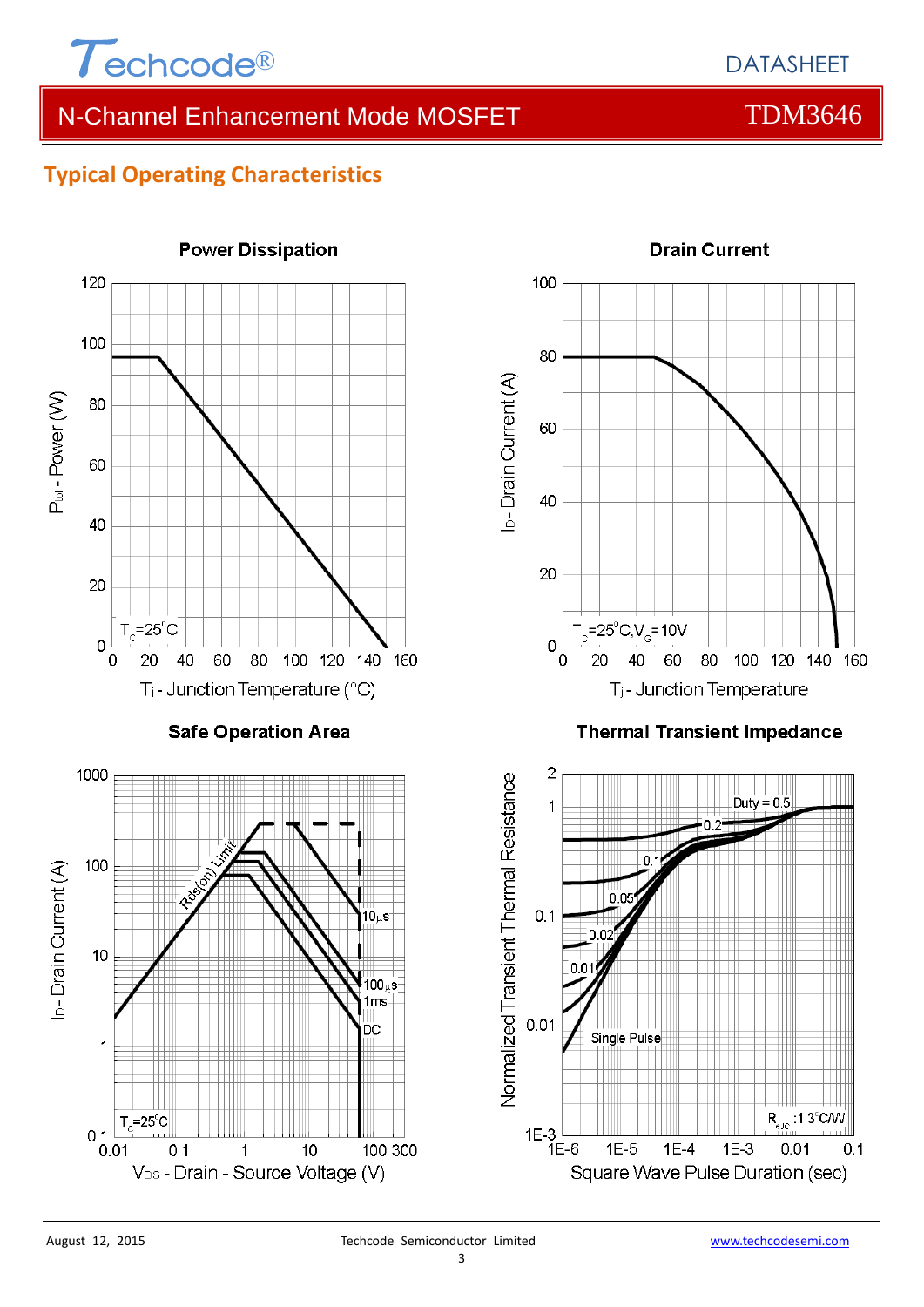## Typical Operating Characteristics

### Power Dissipation

$P_{tot}$ - Power (W)

$T_C$=25°C

$T_j$ - Junction Temperature (°C)

### Drain Current

$I_D$ - Drain Current (A)

$T_C$=25°C, $V_G$=10V

$T_j$ - Junction Temperature

### Safe Operation Area

$I_D$ - Drain Current (A)

Rds(on) Limit

10µs

100µs

1ms

DC

$T_C$=25°C

$V_{DS}$ - Drain - Source Voltage (V)

### Thermal Transient Impedance

Normalized Transient Thermal Resistance

Duty = 0.5

0.2

0.1

0.05

0.02

0.01

Single Pulse

$R_{\theta JC}$ :1.3°C/W

Square Wave Pulse Duration (sec)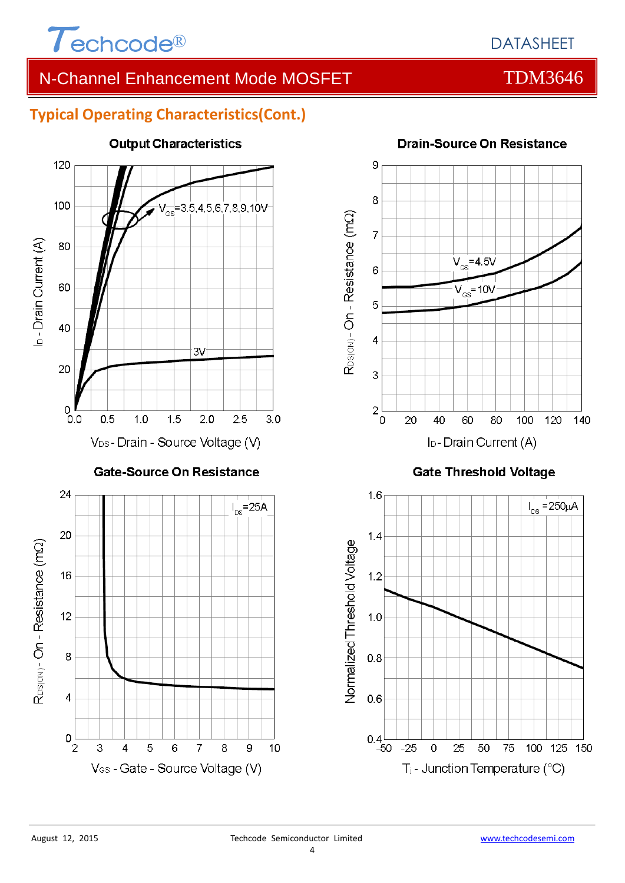## Typical Operating Characteristics(Cont.)

**Output Characteristics**

$V_{GS}$=3.5,4,4.5,6,7,8,9,10V

3V

$I_D$ - Drain Current (A)

$V_{DS}$ - Drain - Source Voltage (V)

**Drain-Source On Resistance**

$V_{GS}$=4.5V

$V_{GS}$=10V

$R_{DS(ON)}$ - On - Resistance (mΩ)

$I_D$ - Drain Current (A)

**Gate-Source On Resistance**

$I_{DS}$=25A

$R_{DS(ON)}$ - On - Resistance (mΩ)

$V_{GS}$ - Gate - Source Voltage (V)

**Gate Threshold Voltage**

$I_{DS}$ =250µA

Normalized Threshold Voltage

$T_j$ - Junction Temperature (°C)

August 12, 2015 Techcode Semiconductor Limited www.techcodesemi.com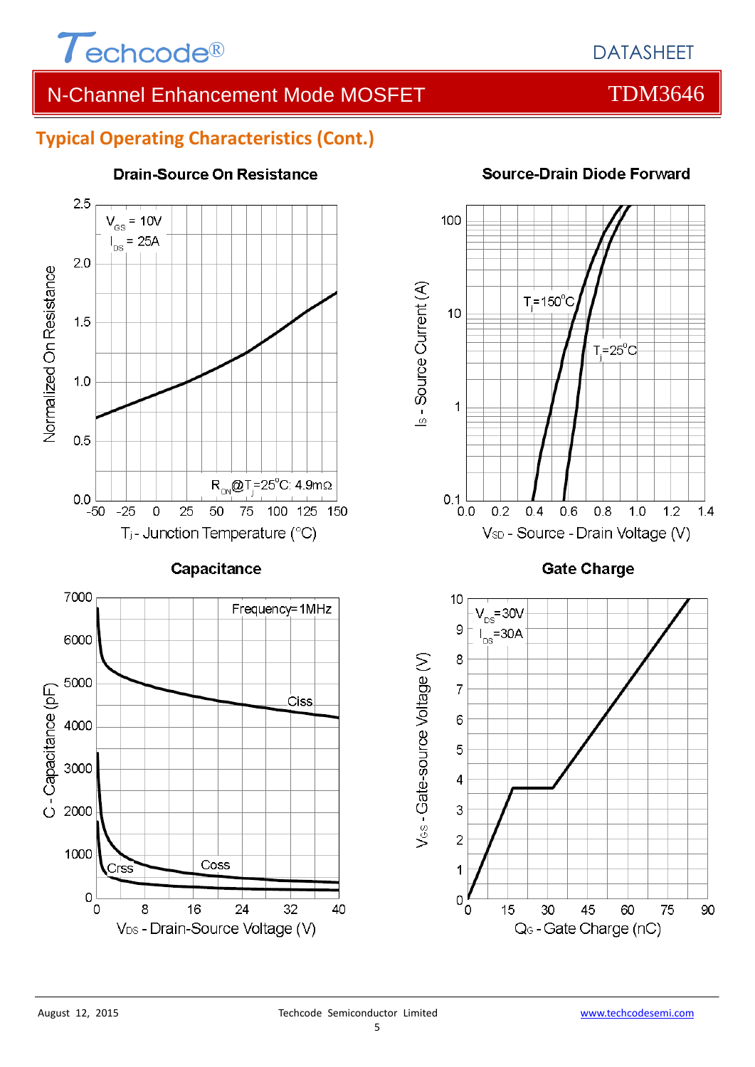## Typical Operating Characteristics (Cont.)

**Drain-Source On Resistance**

$V_{GS}$ = 10V
$I_{DS}$ = 25A

$R_{ON}$@$T_j$=25°C: 4.9mΩ

Normalized On Resistance

$T_j$ - Junction Temperature (°C)

**Source-Drain Diode Forward**

$T_j$=150°C
$T_j$=25°C

$I_S$ - Source Current (A)

$V_{SD}$ - Source - Drain Voltage (V)

**Capacitance**

Frequency=1MHz

Ciss
Coss
Crss

C - Capacitance (pF)

$V_{DS}$ - Drain-Source Voltage (V)

**Gate Charge**

$V_{DS}$=30V
$I_{DS}$=30A

$V_{GS}$ - Gate-source Voltage (V)

$Q_G$ - Gate Charge (nC)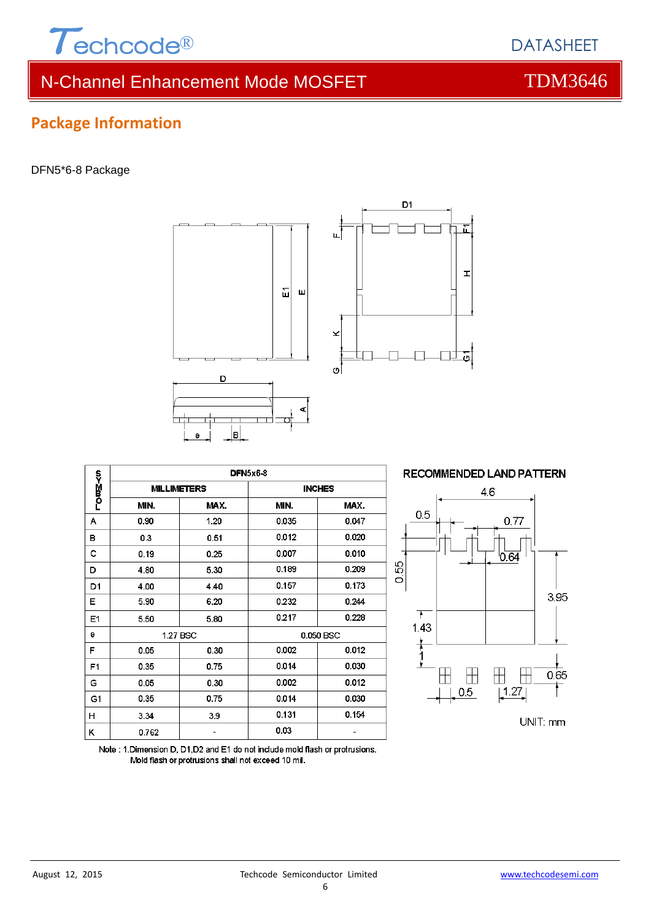## Package Information

DFN5*6-8 Package

| SYMBOL | DFN5x6-8 | | | |
|---|---|---|---|---|
| | MILLIMETERS | | INCHES | |
| | MIN. | MAX. | MIN. | MAX. |
| A | 0.90 | 1.20 | 0.035 | 0.047 |
| B | 0.3 | 0.51 | 0.012 | 0.020 |
| C | 0.19 | 0.25 | 0.007 | 0.010 |
| D | 4.80 | 5.30 | 0.189 | 0.209 |
| D1 | 4.00 | 4.40 | 0.157 | 0.173 |
| E | 5.90 | 6.20 | 0.232 | 0.244 |
| E1 | 5.50 | 5.80 | 0.217 | 0.228 |
| e | 1.27 BSC | | 0.050 BSC | |
| F | 0.05 | 0.30 | 0.002 | 0.012 |
| F1 | 0.35 | 0.75 | 0.014 | 0.030 |
| G | 0.05 | 0.30 | 0.002 | 0.012 |
| G1 | 0.35 | 0.75 | 0.014 | 0.030 |
| H | 3.34 | 3.9 | 0.131 | 0.154 |
| K | 0.762 | - | 0.03 | - |

Note : 1.Dimension D, D1,D2 and E1 do not include mold flash or protrusions.
Mold flash or protrusions shall not exceed 10 mil.

RECOMMENDED LAND PATTERN

UNIT: mm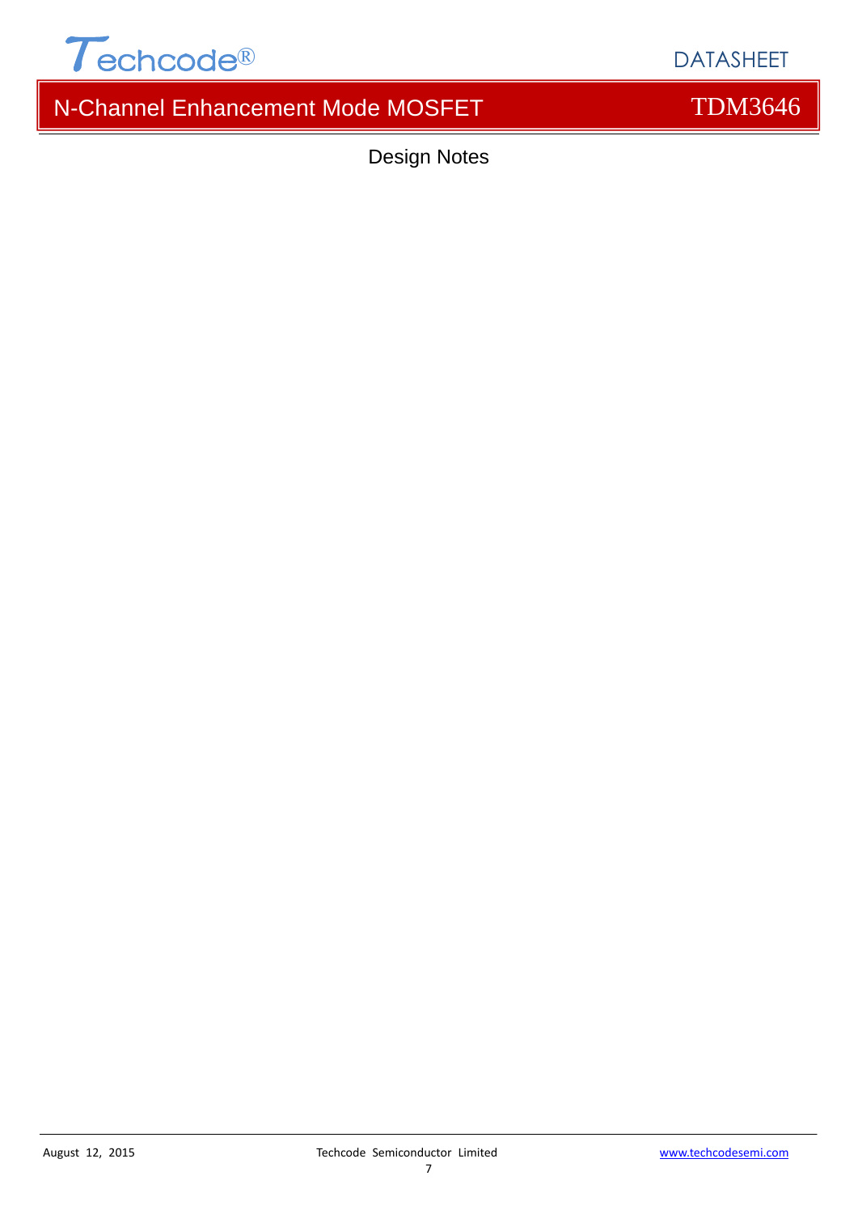Design Notes